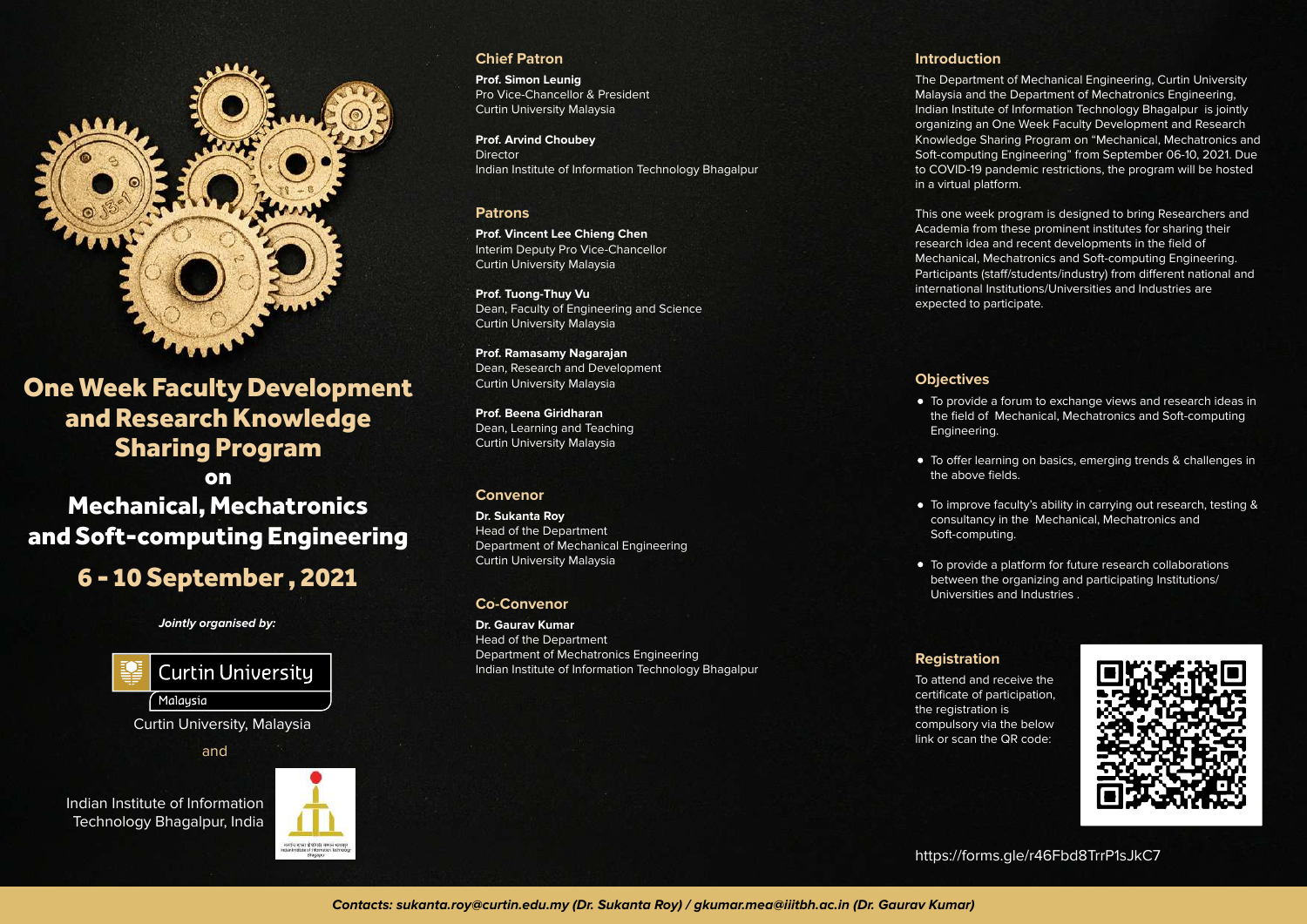# One Week Faculty Development and Research Knowledge Sharing Program

## on

# Mechanical, Mechatronics and Soft-computing Engineering

## 6 - 10 September , 2021

***Jointly organised by:***

Curtin University Malaysia

Curtin University, Malaysia

and

Indian Institute of Information Technology Bhagalpur, India

### Chief Patron

**Prof. Simon Leunig**
Pro Vice-Chancellor & President
Curtin University Malaysia

**Prof. Arvind Choubey**
Director
Indian Institute of Information Technology Bhagalpur

### Patrons

**Prof. Vincent Lee Chieng Chen**
Interim Deputy Pro Vice-Chancellor
Curtin University Malaysia

**Prof. Tuong-Thuy Vu**
Dean, Faculty of Engineering and Science
Curtin University Malaysia

**Prof. Ramasamy Nagarajan**
Dean, Research and Development
Curtin University Malaysia

**Prof. Beena Giridharan**
Dean, Learning and Teaching
Curtin University Malaysia

### Convenor

**Dr. Sukanta Roy**
Head of the Department
Department of Mechanical Engineering
Curtin University Malaysia

### Co-Convenor

**Dr. Gaurav Kumar**
Head of the Department
Department of Mechatronics Engineering
Indian Institute of Information Technology Bhagalpur

### Introduction

The Department of Mechanical Engineering, Curtin University Malaysia and the Department of Mechatronics Engineering, Indian Institute of Information Technology Bhagalpur is jointly organizing an One Week Faculty Development and Research Knowledge Sharing Program on "Mechanical, Mechatronics and Soft-computing Engineering" from September 06-10, 2021. Due to COVID-19 pandemic restrictions, the program will be hosted in a virtual platform.

This one week program is designed to bring Researchers and Academia from these prominent institutes for sharing their research idea and recent developments in the field of Mechanical, Mechatronics and Soft-computing Engineering. Participants (staff/students/industry) from different national and international Institutions/Universities and Industries are expected to participate.

### Objectives

- To provide a forum to exchange views and research ideas in the field of Mechanical, Mechatronics and Soft-computing Engineering.
- To offer learning on basics, emerging trends & challenges in the above fields.
- To improve faculty's ability in carrying out research, testing & consultancy in the Mechanical, Mechatronics and Soft-computing.
- To provide a platform for future research collaborations between the organizing and participating Institutions/ Universities and Industries .

### Registration

To attend and receive the certificate of participation, the registration is compulsory via the below link or scan the QR code:

https://forms.gle/r46Fbd8TrrP1sJkC7

***Contacts: sukanta.roy@curtin.edu.my (Dr. Sukanta Roy) / gkumar.mea@iiitbh.ac.in (Dr. Gaurav Kumar)***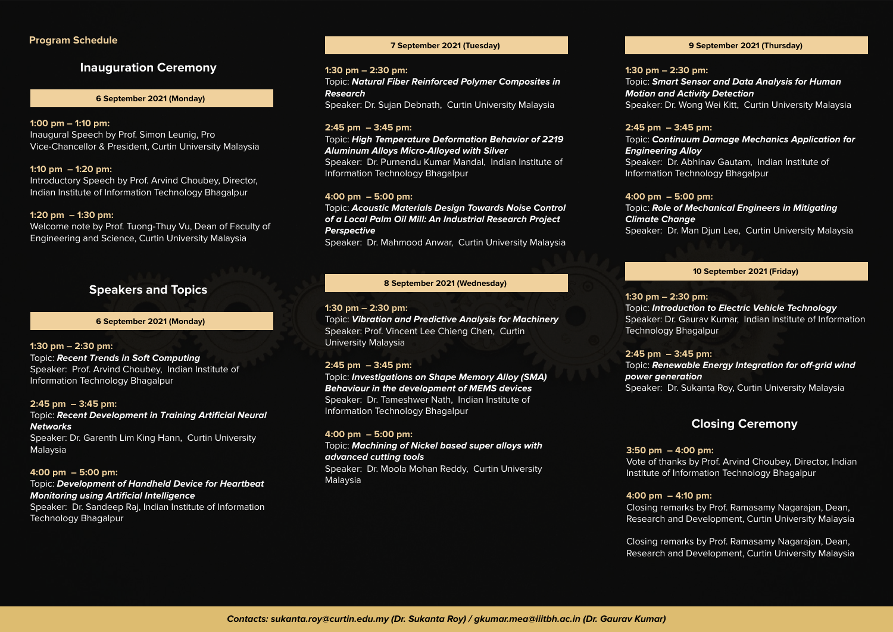**Program Schedule**

## Inauguration Ceremony

**6 September 2021 (Monday)**

**1:00 pm – 1:10 pm:**
Inaugural Speech by Prof. Simon Leunig, Pro Vice-Chancellor & President, Curtin University Malaysia

**1:10 pm – 1:20 pm:**
Introductory Speech by Prof. Arvind Choubey, Director, Indian Institute of Information Technology Bhagalpur

**1:20 pm – 1:30 pm:**
Welcome note by Prof. Tuong-Thuy Vu, Dean of Faculty of Engineering and Science, Curtin University Malaysia

## Speakers and Topics

**6 September 2021 (Monday)**

**1:30 pm – 2:30 pm:**
Topic: ***Recent Trends in Soft Computing***
Speaker: Prof. Arvind Choubey, Indian Institute of Information Technology Bhagalpur

**2:45 pm – 3:45 pm:**
Topic: ***Recent Development in Training Artificial Neural Networks***
Speaker: Dr. Garenth Lim King Hann, Curtin University Malaysia

**4:00 pm – 5:00 pm:**
Topic: ***Development of Handheld Device for Heartbeat Monitoring using Artificial Intelligence***
Speaker: Dr. Sandeep Raj, Indian Institute of Information Technology Bhagalpur

**7 September 2021 (Tuesday)**

**1:30 pm – 2:30 pm:**
Topic: ***Natural Fiber Reinforced Polymer Composites in Research***
Speaker: Dr. Sujan Debnath, Curtin University Malaysia

**2:45 pm – 3:45 pm:**
Topic: ***High Temperature Deformation Behavior of 2219 Aluminum Alloys Micro-Alloyed with Silver***
Speaker: Dr. Purnendu Kumar Mandal, Indian Institute of Information Technology Bhagalpur

**4:00 pm – 5:00 pm:**
Topic: ***Acoustic Materials Design Towards Noise Control of a Local Palm Oil Mill: An Industrial Research Project Perspective***
Speaker: Dr. Mahmood Anwar, Curtin University Malaysia

**8 September 2021 (Wednesday)**

**1:30 pm – 2:30 pm:**
Topic: ***Vibration and Predictive Analysis for Machinery***
Speaker: Prof. Vincent Lee Chieng Chen, Curtin University Malaysia

**2:45 pm – 3:45 pm:**
Topic: ***Investigations on Shape Memory Alloy (SMA) Behaviour in the development of MEMS devices***
Speaker: Dr. Tameshwer Nath, Indian Institute of Information Technology Bhagalpur

**4:00 pm – 5:00 pm:**
Topic: ***Machining of Nickel based super alloys with advanced cutting tools***
Speaker: Dr. Moola Mohan Reddy, Curtin University Malaysia

**9 September 2021 (Thursday)**

**1:30 pm – 2:30 pm:**
Topic: ***Smart Sensor and Data Analysis for Human Motion and Activity Detection***
Speaker: Dr. Wong Wei Kitt, Curtin University Malaysia

**2:45 pm – 3:45 pm:**
Topic: ***Continuum Damage Mechanics Application for Engineering Alloy***
Speaker: Dr. Abhinav Gautam, Indian Institute of Information Technology Bhagalpur

**4:00 pm – 5:00 pm:**
Topic: ***Role of Mechanical Engineers in Mitigating Climate Change***
Speaker: Dr. Man Djun Lee, Curtin University Malaysia

**10 September 2021 (Friday)**

**1:30 pm – 2:30 pm:**
Topic: ***Introduction to Electric Vehicle Technology***
Speaker: Dr. Gaurav Kumar, Indian Institute of Information Technology Bhagalpur

**2:45 pm – 3:45 pm:**
Topic: ***Renewable Energy Integration for off-grid wind power generation***
Speaker: Dr. Sukanta Roy, Curtin University Malaysia

## Closing Ceremony

**3:50 pm – 4:00 pm:**
Vote of thanks by Prof. Arvind Choubey, Director, Indian Institute of Information Technology Bhagalpur

**4:00 pm – 4:10 pm:**
Closing remarks by Prof. Ramasamy Nagarajan, Dean, Research and Development, Curtin University Malaysia

Closing remarks by Prof. Ramasamy Nagarajan, Dean, Research and Development, Curtin University Malaysia

***Contacts: sukanta.roy@curtin.edu.my (Dr. Sukanta Roy) / gkumar.mea@iiitbh.ac.in (Dr. Gaurav Kumar)***